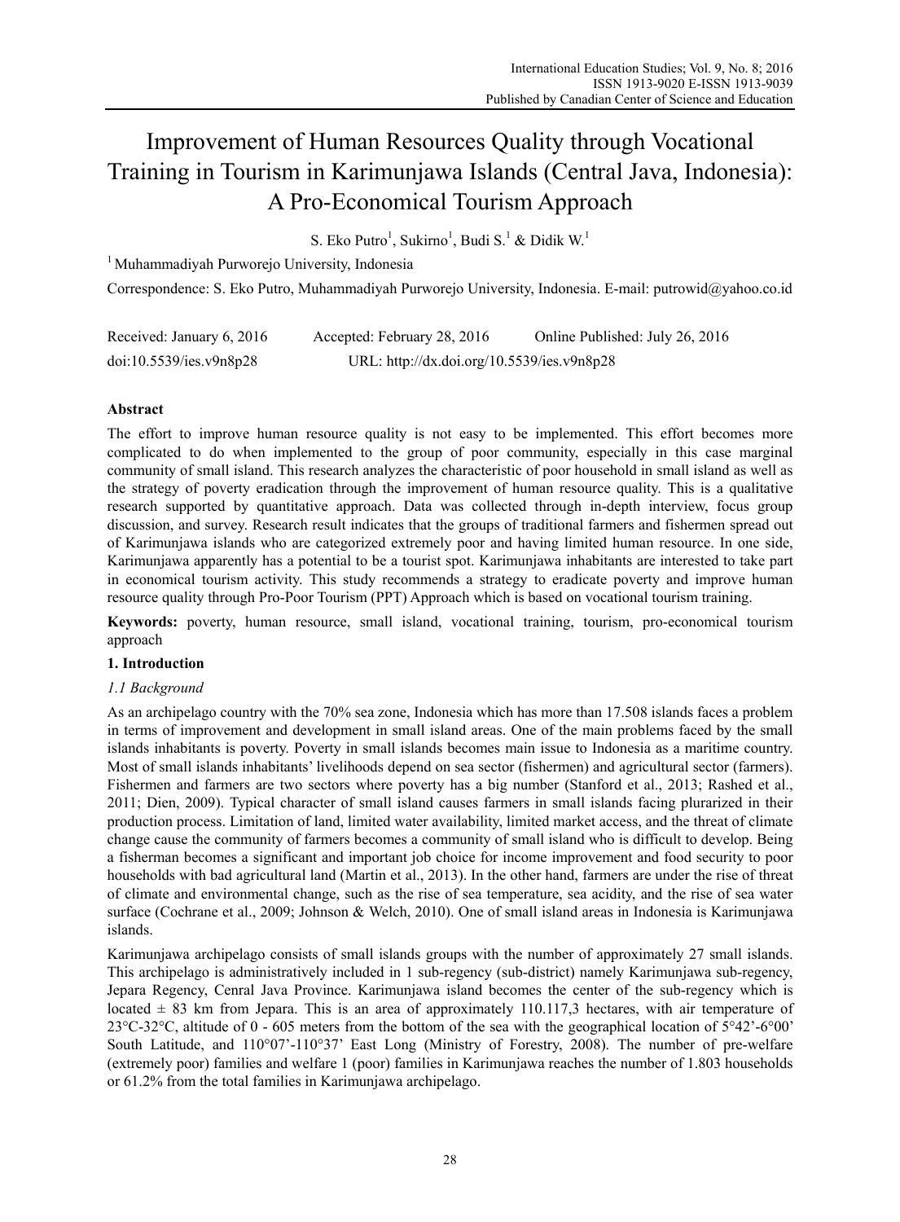# Improvement of Human Resources Quality through Vocational Training in Tourism in Karimunjawa Islands (Central Java, Indonesia): A Pro-Economical Tourism Approach

S. Eko Putro[1], Sukirno[1], Budi S.[1] & Didik W.[1]

[1] Muhammadiyah Purworejo University, Indonesia

Correspondence: S. Eko Putro, Muhammadiyah Purworejo University, Indonesia. E-mail: putrowid@yahoo.co.id

Received: January 6, 2016 Accepted: February 28, 2016 Online Published: July 26, 2016

doi:10.5539/ies.v9n8p28 URL: http://dx.doi.org/10.5539/ies.v9n8p28

## Abstract

The effort to improve human resource quality is not easy to be implemented. This effort becomes more complicated to do when implemented to the group of poor community, especially in this case marginal community of small island. This research analyzes the characteristic of poor household in small island as well as the strategy of poverty eradication through the improvement of human resource quality. This is a qualitative research supported by quantitative approach. Data was collected through in-depth interview, focus group discussion, and survey. Research result indicates that the groups of traditional farmers and fishermen spread out of Karimunjawa islands who are categorized extremely poor and having limited human resource. In one side, Karimunjawa apparently has a potential to be a tourist spot. Karimunjawa inhabitants are interested to take part in economical tourism activity. This study recommends a strategy to eradicate poverty and improve human resource quality through Pro-Poor Tourism (PPT) Approach which is based on vocational tourism training.

**Keywords:** poverty, human resource, small island, vocational training, tourism, pro-economical tourism approach

## 1. Introduction

### 1.1 Background

As an archipelago country with the 70% sea zone, Indonesia which has more than 17.508 islands faces a problem in terms of improvement and development in small island areas. One of the main problems faced by the small islands inhabitants is poverty. Poverty in small islands becomes main issue to Indonesia as a maritime country. Most of small islands inhabitants' livelihoods depend on sea sector (fishermen) and agricultural sector (farmers). Fishermen and farmers are two sectors where poverty has a big number (Stanford et al., 2013; Rashed et al., 2011; Dien, 2009). Typical character of small island causes farmers in small islands facing plurarized in their production process. Limitation of land, limited water availability, limited market access, and the threat of climate change cause the community of farmers becomes a community of small island who is difficult to develop. Being a fisherman becomes a significant and important job choice for income improvement and food security to poor households with bad agricultural land (Martin et al., 2013). In the other hand, farmers are under the rise of threat of climate and environmental change, such as the rise of sea temperature, sea acidity, and the rise of sea water surface (Cochrane et al., 2009; Johnson & Welch, 2010). One of small island areas in Indonesia is Karimunjawa islands.

Karimunjawa archipelago consists of small islands groups with the number of approximately 27 small islands. This archipelago is administratively included in 1 sub-regency (sub-district) namely Karimunjawa sub-regency, Jepara Regency, Cenral Java Province. Karimunjawa island becomes the center of the sub-regency which is located ± 83 km from Jepara. This is an area of approximately 110.117,3 hectares, with air temperature of 23°C-32°C, altitude of 0 - 605 meters from the bottom of the sea with the geographical location of 5°42'-6°00' South Latitude, and 110°07'-110°37' East Long (Ministry of Forestry, 2008). The number of pre-welfare (extremely poor) families and welfare 1 (poor) families in Karimunjawa reaches the number of 1.803 households or 61.2% from the total families in Karimunjawa archipelago.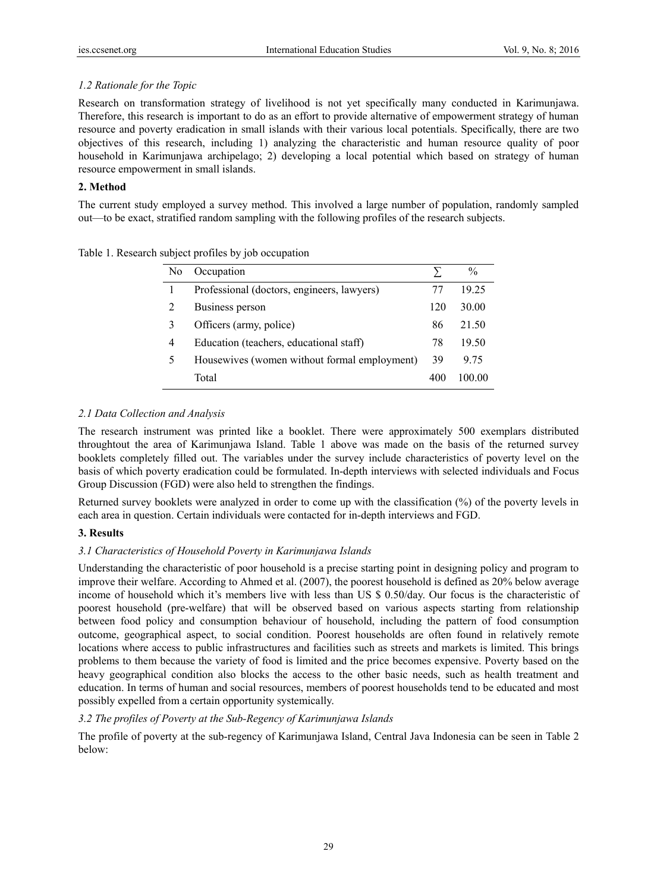### 1.2 Rationale for the Topic

Research on transformation strategy of livelihood is not yet specifically many conducted in Karimunjawa. Therefore, this research is important to do as an effort to provide alternative of empowerment strategy of human resource and poverty eradication in small islands with their various local potentials. Specifically, there are two objectives of this research, including 1) analyzing the characteristic and human resource quality of poor household in Karimunjawa archipelago; 2) developing a local potential which based on strategy of human resource empowerment in small islands.

## 2. Method

The current study employed a survey method. This involved a large number of population, randomly sampled out—to be exact, stratified random sampling with the following profiles of the research subjects.

Table 1. Research subject profiles by job occupation

| No | Occupation | ∑ | % |
|---|---|---|---|
| 1 | Professional (doctors, engineers, lawyers) | 77 | 19.25 |
| 2 | Business person | 120 | 30.00 |
| 3 | Officers (army, police) | 86 | 21.50 |
| 4 | Education (teachers, educational staff) | 78 | 19.50 |
| 5 | Housewives (women without formal employment) | 39 | 9.75 |
| | Total | 400 | 100.00 |

### 2.1 Data Collection and Analysis

The research instrument was printed like a booklet. There were approximately 500 exemplars distributed throughtout the area of Karimunjawa Island. Table 1 above was made on the basis of the returned survey booklets completely filled out. The variables under the survey include characteristics of poverty level on the basis of which poverty eradication could be formulated. In-depth interviews with selected individuals and Focus Group Discussion (FGD) were also held to strengthen the findings.

Returned survey booklets were analyzed in order to come up with the classification (%) of the poverty levels in each area in question. Certain individuals were contacted for in-depth interviews and FGD.

## 3. Results

### 3.1 Characteristics of Household Poverty in Karimunjawa Islands

Understanding the characteristic of poor household is a precise starting point in designing policy and program to improve their welfare. According to Ahmed et al. (2007), the poorest household is defined as 20% below average income of household which it's members live with less than US $ 0.50/day. Our focus is the characteristic of poorest household (pre-welfare) that will be observed based on various aspects starting from relationship between food policy and consumption behaviour of household, including the pattern of food consumption outcome, geographical aspect, to social condition. Poorest households are often found in relatively remote locations where access to public infrastructures and facilities such as streets and markets is limited. This brings problems to them because the variety of food is limited and the price becomes expensive. Poverty based on the heavy geographical condition also blocks the access to the other basic needs, such as health treatment and education. In terms of human and social resources, members of poorest households tend to be educated and most possibly expelled from a certain opportunity systemically.

### 3.2 The profiles of Poverty at the Sub-Regency of Karimunjawa Islands

The profile of poverty at the sub-regency of Karimunjawa Island, Central Java Indonesia can be seen in Table 2 below: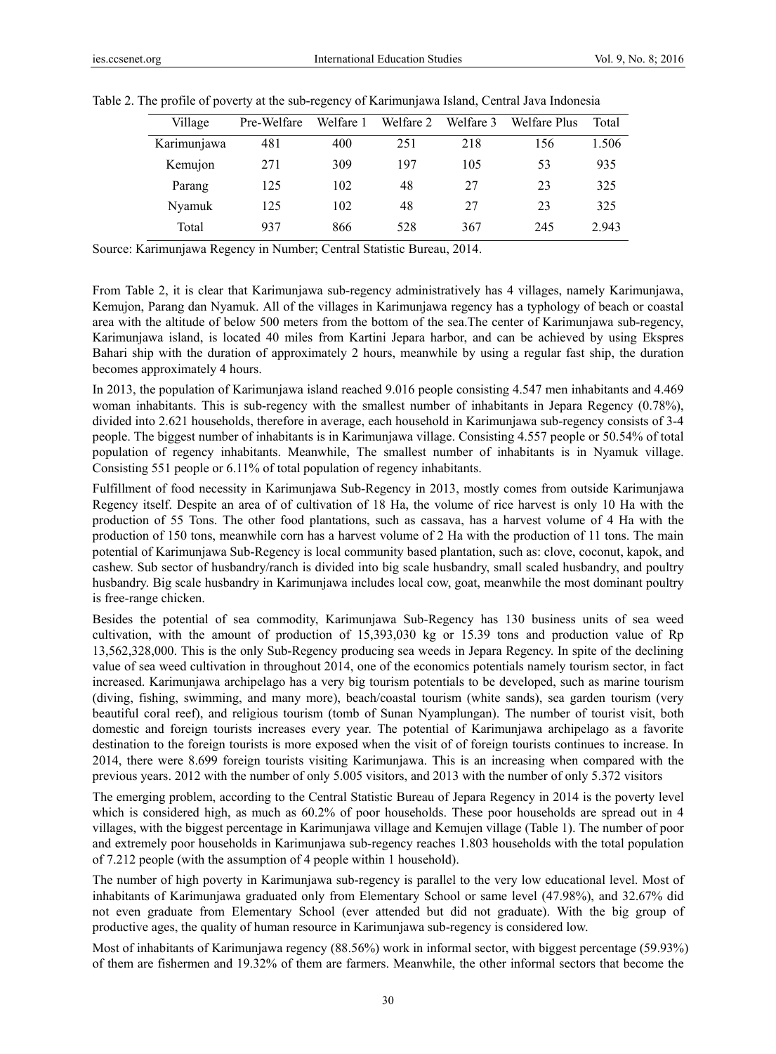Table 2. The profile of poverty at the sub-regency of Karimunjawa Island, Central Java Indonesia

| Village | Pre-Welfare | Welfare 1 | Welfare 2 | Welfare 3 | Welfare Plus | Total |
|---|---|---|---|---|---|---|
| Karimunjawa | 481 | 400 | 251 | 218 | 156 | 1.506 |
| Kemujon | 271 | 309 | 197 | 105 | 53 | 935 |
| Parang | 125 | 102 | 48 | 27 | 23 | 325 |
| Nyamuk | 125 | 102 | 48 | 27 | 23 | 325 |
| Total | 937 | 866 | 528 | 367 | 245 | 2.943 |

Source: Karimunjawa Regency in Number; Central Statistic Bureau, 2014.

From Table 2, it is clear that Karimunjawa sub-regency administratively has 4 villages, namely Karimunjawa, Kemujon, Parang dan Nyamuk. All of the villages in Karimunjawa regency has a typhology of beach or coastal area with the altitude of below 500 meters from the bottom of the sea.The center of Karimunjawa sub-regency, Karimunjawa island, is located 40 miles from Kartini Jepara harbor, and can be achieved by using Ekspres Bahari ship with the duration of approximately 2 hours, meanwhile by using a regular fast ship, the duration becomes approximately 4 hours.

In 2013, the population of Karimunjawa island reached 9.016 people consisting 4.547 men inhabitants and 4.469 woman inhabitants. This is sub-regency with the smallest number of inhabitants in Jepara Regency (0.78%), divided into 2.621 households, therefore in average, each household in Karimunjawa sub-regency consists of 3-4 people. The biggest number of inhabitants is in Karimunjawa village. Consisting 4.557 people or 50.54% of total population of regency inhabitants. Meanwhile, The smallest number of inhabitants is in Nyamuk village. Consisting 551 people or 6.11% of total population of regency inhabitants.

Fulfillment of food necessity in Karimunjawa Sub-Regency in 2013, mostly comes from outside Karimunjawa Regency itself. Despite an area of of cultivation of 18 Ha, the volume of rice harvest is only 10 Ha with the production of 55 Tons. The other food plantations, such as cassava, has a harvest volume of 4 Ha with the production of 150 tons, meanwhile corn has a harvest volume of 2 Ha with the production of 11 tons. The main potential of Karimunjawa Sub-Regency is local community based plantation, such as: clove, coconut, kapok, and cashew. Sub sector of husbandry/ranch is divided into big scale husbandry, small scaled husbandry, and poultry husbandry. Big scale husbandry in Karimunjawa includes local cow, goat, meanwhile the most dominant poultry is free-range chicken.

Besides the potential of sea commodity, Karimunjawa Sub-Regency has 130 business units of sea weed cultivation, with the amount of production of 15,393,030 kg or 15.39 tons and production value of Rp 13,562,328,000. This is the only Sub-Regency producing sea weeds in Jepara Regency. In spite of the declining value of sea weed cultivation in throughout 2014, one of the economics potentials namely tourism sector, in fact increased. Karimunjawa archipelago has a very big tourism potentials to be developed, such as marine tourism (diving, fishing, swimming, and many more), beach/coastal tourism (white sands), sea garden tourism (very beautiful coral reef), and religious tourism (tomb of Sunan Nyamplungan). The number of tourist visit, both domestic and foreign tourists increases every year. The potential of Karimunjawa archipelago as a favorite destination to the foreign tourists is more exposed when the visit of of foreign tourists continues to increase. In 2014, there were 8.699 foreign tourists visiting Karimunjawa. This is an increasing when compared with the previous years. 2012 with the number of only 5.005 visitors, and 2013 with the number of only 5.372 visitors

The emerging problem, according to the Central Statistic Bureau of Jepara Regency in 2014 is the poverty level which is considered high, as much as 60.2% of poor households. These poor households are spread out in 4 villages, with the biggest percentage in Karimunjawa village and Kemujen village (Table 1). The number of poor and extremely poor households in Karimunjawa sub-regency reaches 1.803 households with the total population of 7.212 people (with the assumption of 4 people within 1 household).

The number of high poverty in Karimunjawa sub-regency is parallel to the very low educational level. Most of inhabitants of Karimunjawa graduated only from Elementary School or same level (47.98%), and 32.67% did not even graduate from Elementary School (ever attended but did not graduate). With the big group of productive ages, the quality of human resource in Karimunjawa sub-regency is considered low.

Most of inhabitants of Karimunjawa regency (88.56%) work in informal sector, with biggest percentage (59.93%) of them are fishermen and 19.32% of them are farmers. Meanwhile, the other informal sectors that become the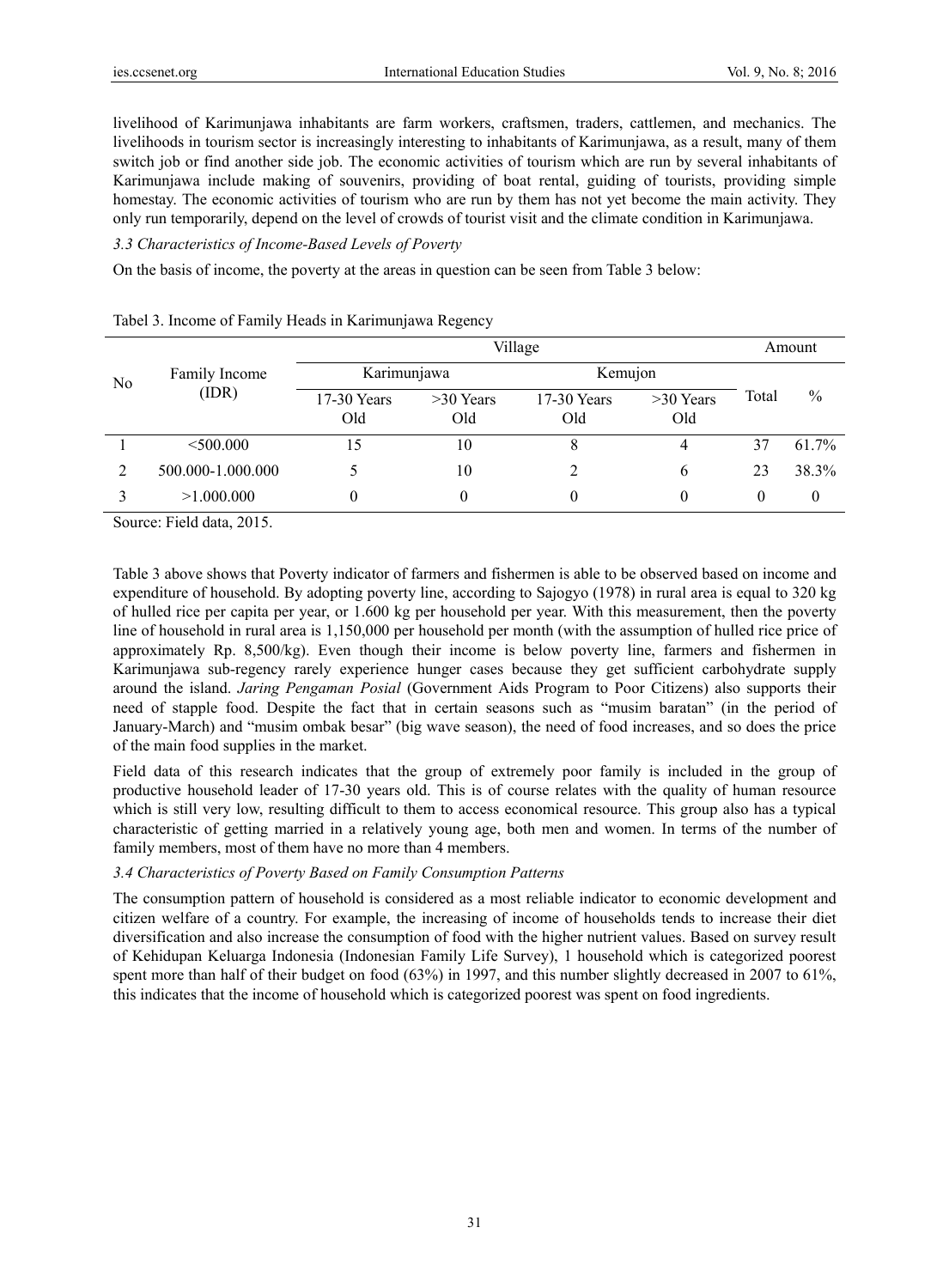livelihood of Karimunjawa inhabitants are farm workers, craftsmen, traders, cattlemen, and mechanics. The livelihoods in tourism sector is increasingly interesting to inhabitants of Karimunjawa, as a result, many of them switch job or find another side job. The economic activities of tourism which are run by several inhabitants of Karimunjawa include making of souvenirs, providing of boat rental, guiding of tourists, providing simple homestay. The economic activities of tourism who are run by them has not yet become the main activity. They only run temporarily, depend on the level of crowds of tourist visit and the climate condition in Karimunjawa.

### *3.3 Characteristics of Income-Based Levels of Poverty*

On the basis of income, the poverty at the areas in question can be seen from Table 3 below:

Tabel 3. Income of Family Heads in Karimunjawa Regency

| No | Family Income (IDR) | Village | | | | Amount | |
|---|---|---|---|---|---|---|---|
| | | Karimunjawa | | Kemujon | | | |
| | | 17-30 Years Old | >30 Years Old | 17-30 Years Old | >30 Years Old | Total | % |
| 1 | <500.000 | 15 | 10 | 8 | 4 | 37 | 61.7% |
| 2 | 500.000-1.000.000 | 5 | 10 | 2 | 6 | 23 | 38.3% |
| 3 | >1.000.000 | 0 | 0 | 0 | 0 | 0 | 0 |

Source: Field data, 2015.

Table 3 above shows that Poverty indicator of farmers and fishermen is able to be observed based on income and expenditure of household. By adopting poverty line, according to Sajogyo (1978) in rural area is equal to 320 kg of hulled rice per capita per year, or 1.600 kg per household per year. With this measurement, then the poverty line of household in rural area is 1,150,000 per household per month (with the assumption of hulled rice price of approximately Rp. 8,500/kg). Even though their income is below poverty line, farmers and fishermen in Karimunjawa sub-regency rarely experience hunger cases because they get sufficient carbohydrate supply around the island. *Jaring Pengaman Posial* (Government Aids Program to Poor Citizens) also supports their need of stapple food. Despite the fact that in certain seasons such as "musim baratan" (in the period of January-March) and "musim ombak besar" (big wave season), the need of food increases, and so does the price of the main food supplies in the market.

Field data of this research indicates that the group of extremely poor family is included in the group of productive household leader of 17-30 years old. This is of course relates with the quality of human resource which is still very low, resulting difficult to them to access economical resource. This group also has a typical characteristic of getting married in a relatively young age, both men and women. In terms of the number of family members, most of them have no more than 4 members.

### *3.4 Characteristics of Poverty Based on Family Consumption Patterns*

The consumption pattern of household is considered as a most reliable indicator to economic development and citizen welfare of a country. For example, the increasing of income of households tends to increase their diet diversification and also increase the consumption of food with the higher nutrient values. Based on survey result of Kehidupan Keluarga Indonesia (Indonesian Family Life Survey), 1 household which is categorized poorest spent more than half of their budget on food (63%) in 1997, and this number slightly decreased in 2007 to 61%, this indicates that the income of household which is categorized poorest was spent on food ingredients.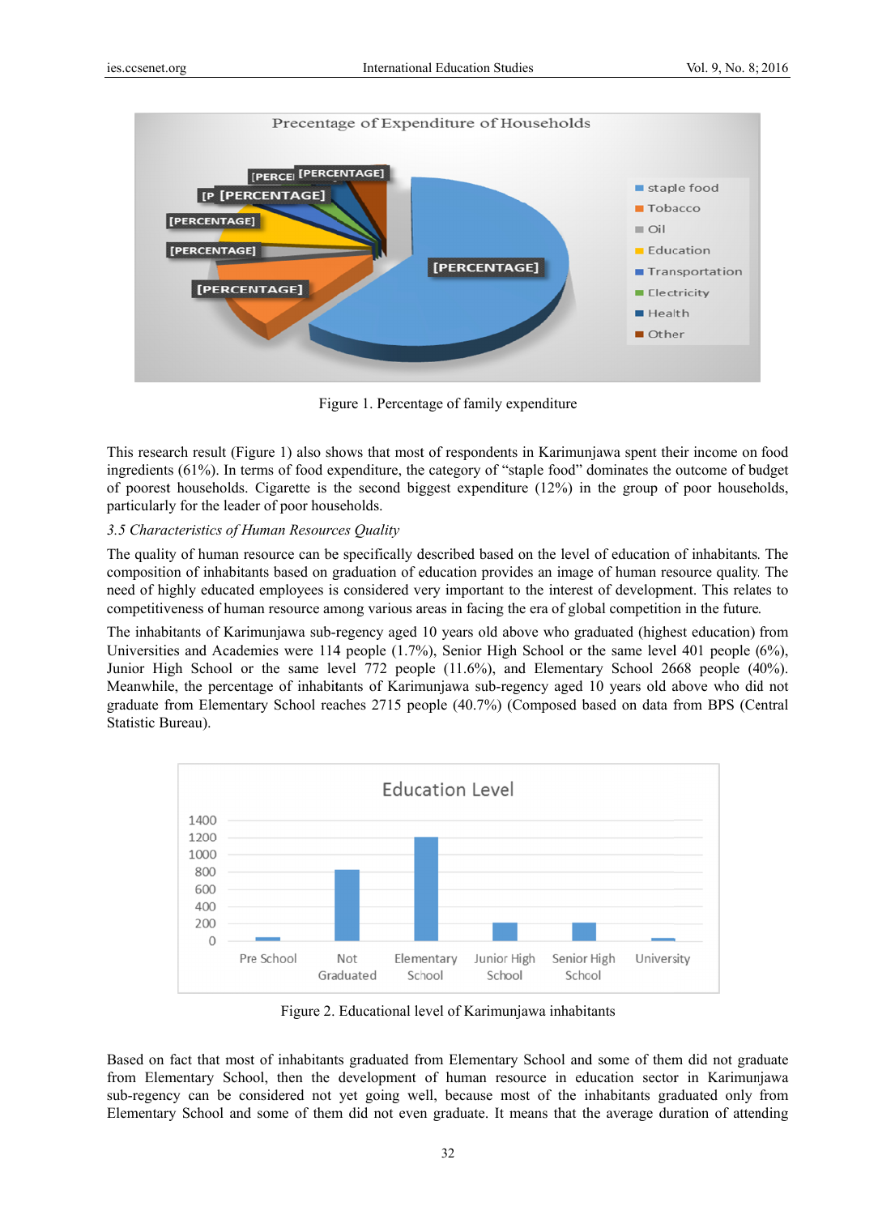Figure 1. Percentage of family expenditure

This research result (Figure 1) also shows that most of respondents in Karimunjawa spent their income on food ingredients (61%). In terms of food expenditure, the category of "staple food" dominates the outcome of budget of poorest households. Cigarette is the second biggest expenditure (12%) in the group of poor households, particularly for the leader of poor households.

*3.5 Characteristics of Human Resources Quality*

The quality of human resource can be specifically described based on the level of education of inhabitants. The composition of inhabitants based on graduation of education provides an image of human resource quality. The need of highly educated employees is considered very important to the interest of development. This relates to competitiveness of human resource among various areas in facing the era of global competition in the future.

The inhabitants of Karimunjawa sub-regency aged 10 years old above who graduated (highest education) from Universities and Academies were 114 people (1.7%), Senior High School or the same level 401 people (6%), Junior High School or the same level 772 people (11.6%), and Elementary School 2668 people (40%). Meanwhile, the percentage of inhabitants of Karimunjawa sub-regency aged 10 years old above who did not graduate from Elementary School reaches 2715 people (40.7%) (Composed based on data from BPS (Central Statistic Bureau).

Figure 2. Educational level of Karimunjawa inhabitants

Based on fact that most of inhabitants graduated from Elementary School and some of them did not graduate from Elementary School, then the development of human resource in education sector in Karimunjawa sub-regency can be considered not yet going well, because most of the inhabitants graduated only from Elementary School and some of them did not even graduate. It means that the average duration of attending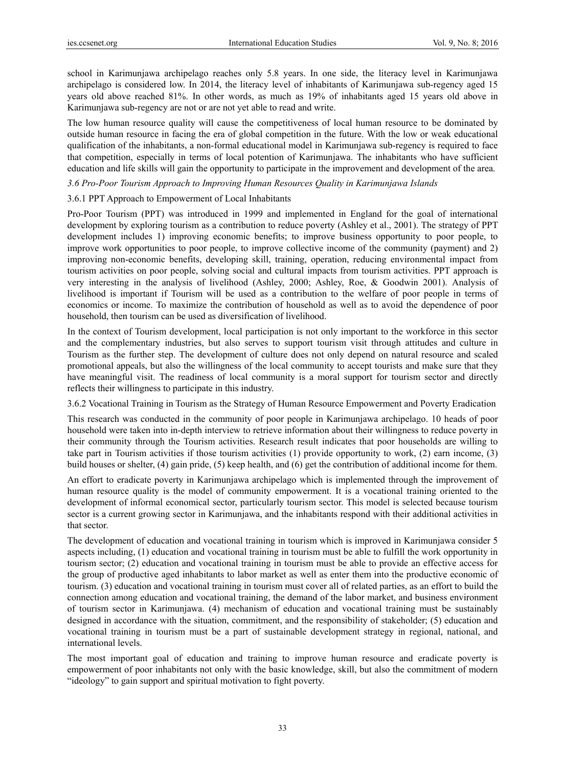school in Karimunjawa archipelago reaches only 5.8 years. In one side, the literacy level in Karimunjawa archipelago is considered low. In 2014, the literacy level of inhabitants of Karimunjawa sub-regency aged 15 years old above reached 81%. In other words, as much as 19% of inhabitants aged 15 years old above in Karimunjawa sub-regency are not or are not yet able to read and write.

The low human resource quality will cause the competitiveness of local human resource to be dominated by outside human resource in facing the era of global competition in the future. With the low or weak educational qualification of the inhabitants, a non-formal educational model in Karimunjawa sub-regency is required to face that competition, especially in terms of local potention of Karimunjawa. The inhabitants who have sufficient education and life skills will gain the opportunity to participate in the improvement and development of the area.

### *3.6 Pro-Poor Tourism Approach to Improving Human Resources Quality in Karimunjawa Islands*

#### 3.6.1 PPT Approach to Empowerment of Local Inhabitants

Pro-Poor Tourism (PPT) was introduced in 1999 and implemented in England for the goal of international development by exploring tourism as a contribution to reduce poverty (Ashley et al., 2001). The strategy of PPT development includes 1) improving economic benefits; to improve business opportunity to poor people, to improve work opportunities to poor people, to improve collective income of the community (payment) and 2) improving non-economic benefits, developing skill, training, operation, reducing environmental impact from tourism activities on poor people, solving social and cultural impacts from tourism activities. PPT approach is very interesting in the analysis of livelihood (Ashley, 2000; Ashley, Roe, & Goodwin 2001). Analysis of livelihood is important if Tourism will be used as a contribution to the welfare of poor people in terms of economics or income. To maximize the contribution of household as well as to avoid the dependence of poor household, then tourism can be used as diversification of livelihood.

In the context of Tourism development, local participation is not only important to the workforce in this sector and the complementary industries, but also serves to support tourism visit through attitudes and culture in Tourism as the further step. The development of culture does not only depend on natural resource and scaled promotional appeals, but also the willingness of the local community to accept tourists and make sure that they have meaningful visit. The readiness of local community is a moral support for tourism sector and directly reflects their willingness to participate in this industry.

#### 3.6.2 Vocational Training in Tourism as the Strategy of Human Resource Empowerment and Poverty Eradication

This research was conducted in the community of poor people in Karimunjawa archipelago. 10 heads of poor household were taken into in-depth interview to retrieve information about their willingness to reduce poverty in their community through the Tourism activities. Research result indicates that poor households are willing to take part in Tourism activities if those tourism activities (1) provide opportunity to work, (2) earn income, (3) build houses or shelter, (4) gain pride, (5) keep health, and (6) get the contribution of additional income for them.

An effort to eradicate poverty in Karimunjawa archipelago which is implemented through the improvement of human resource quality is the model of community empowerment. It is a vocational training oriented to the development of informal economical sector, particularly tourism sector. This model is selected because tourism sector is a current growing sector in Karimunjawa, and the inhabitants respond with their additional activities in that sector.

The development of education and vocational training in tourism which is improved in Karimunjawa consider 5 aspects including, (1) education and vocational training in tourism must be able to fulfill the work opportunity in tourism sector; (2) education and vocational training in tourism must be able to provide an effective access for the group of productive aged inhabitants to labor market as well as enter them into the productive economic of tourism. (3) education and vocational training in tourism must cover all of related parties, as an effort to build the connection among education and vocational training, the demand of the labor market, and business environment of tourism sector in Karimunjawa. (4) mechanism of education and vocational training must be sustainably designed in accordance with the situation, commitment, and the responsibility of stakeholder; (5) education and vocational training in tourism must be a part of sustainable development strategy in regional, national, and international levels.

The most important goal of education and training to improve human resource and eradicate poverty is empowerment of poor inhabitants not only with the basic knowledge, skill, but also the commitment of modern "ideology" to gain support and spiritual motivation to fight poverty.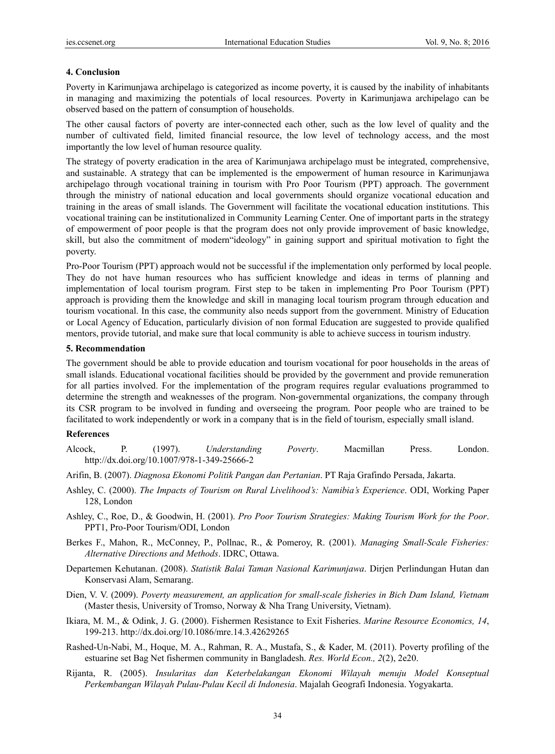## 4. Conclusion

Poverty in Karimunjawa archipelago is categorized as income poverty, it is caused by the inability of inhabitants in managing and maximizing the potentials of local resources. Poverty in Karimunjawa archipelago can be observed based on the pattern of consumption of households.

The other causal factors of poverty are inter-connected each other, such as the low level of quality and the number of cultivated field, limited financial resource, the low level of technology access, and the most importantly the low level of human resource quality.

The strategy of poverty eradication in the area of Karimunjawa archipelago must be integrated, comprehensive, and sustainable. A strategy that can be implemented is the empowerment of human resource in Karimunjawa archipelago through vocational training in tourism with Pro Poor Tourism (PPT) approach. The government through the ministry of national education and local governments should organize vocational education and training in the areas of small islands. The Government will facilitate the vocational education institutions. This vocational training can be institutionalized in Community Learning Center. One of important parts in the strategy of empowerment of poor people is that the program does not only provide improvement of basic knowledge, skill, but also the commitment of modern"ideology" in gaining support and spiritual motivation to fight the poverty.

Pro-Poor Tourism (PPT) approach would not be successful if the implementation only performed by local people. They do not have human resources who has sufficient knowledge and ideas in terms of planning and implementation of local tourism program. First step to be taken in implementing Pro Poor Tourism (PPT) approach is providing them the knowledge and skill in managing local tourism program through education and tourism vocational. In this case, the community also needs support from the government. Ministry of Education or Local Agency of Education, particularly division of non formal Education are suggested to provide qualified mentors, provide tutorial, and make sure that local community is able to achieve success in tourism industry.

## 5. Recommendation

The government should be able to provide education and tourism vocational for poor households in the areas of small islands. Educational vocational facilities should be provided by the government and provide remuneration for all parties involved. For the implementation of the program requires regular evaluations programmed to determine the strength and weaknesses of the program. Non-governmental organizations, the company through its CSR program to be involved in funding and overseeing the program. Poor people who are trained to be facilitated to work independently or work in a company that is in the field of tourism, especially small island.

## References

Alcock, P. (1997). *Understanding Poverty*. Macmillan Press. London. http://dx.doi.org/10.1007/978-1-349-25666-2

Arifin, B. (2007). *Diagnosa Ekonomi Politik Pangan dan Pertanian*. PT Raja Grafindo Persada, Jakarta.

Ashley, C. (2000). *The Impacts of Tourism on Rural Livelihood's: Namibia's Experience*. ODI, Working Paper 128, London

Ashley, C., Roe, D., & Goodwin, H. (2001). *Pro Poor Tourism Strategies: Making Tourism Work for the Poor*. PPT1, Pro-Poor Tourism/ODI, London

Berkes F., Mahon, R., McConney, P., Pollnac, R., & Pomeroy, R. (2001). *Managing Small-Scale Fisheries: Alternative Directions and Methods*. IDRC, Ottawa.

Departemen Kehutanan. (2008). *Statistik Balai Taman Nasional Karimunjawa*. Dirjen Perlindungan Hutan dan Konservasi Alam, Semarang.

Dien, V. V. (2009). *Poverty measurement, an application for small-scale fisheries in Bich Dam Island, Vietnam* (Master thesis, University of Tromso, Norway & Nha Trang University, Vietnam).

Ikiara, M. M., & Odink, J. G. (2000). Fishermen Resistance to Exit Fisheries. *Marine Resource Economics, 14*, 199-213. http://dx.doi.org/10.1086/mre.14.3.42629265

Rashed-Un-Nabi, M., Hoque, M. A., Rahman, R. A., Mustafa, S., & Kader, M. (2011). Poverty profiling of the estuarine set Bag Net fishermen community in Bangladesh. *Res. World Econ., 2*(2), 2e20.

Rijanta, R. (2005). *Insularitas dan Keterbelakangan Ekonomi Wilayah menuju Model Konseptual Perkembangan Wilayah Pulau-Pulau Kecil di Indonesia*. Majalah Geografi Indonesia. Yogyakarta.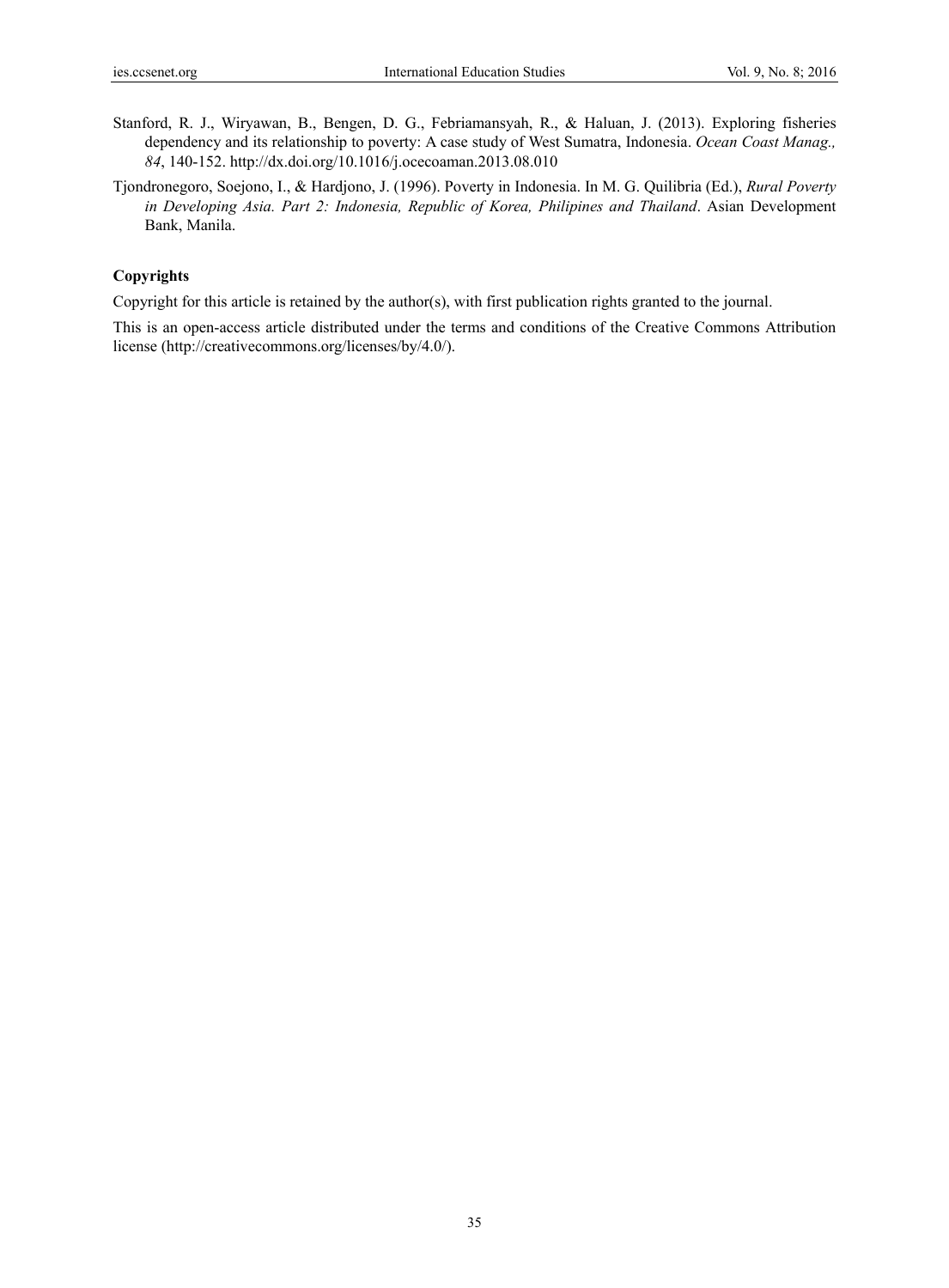Stanford, R. J., Wiryawan, B., Bengen, D. G., Febriamansyah, R., & Haluan, J. (2013). Exploring fisheries dependency and its relationship to poverty: A case study of West Sumatra, Indonesia. *Ocean Coast Manag., 84*, 140-152. http://dx.doi.org/10.1016/j.ocecoaman.2013.08.010

Tjondronegoro, Soejono, I., & Hardjono, J. (1996). Poverty in Indonesia. In M. G. Quilibria (Ed.), *Rural Poverty in Developing Asia. Part 2: Indonesia, Republic of Korea, Philipines and Thailand*. Asian Development Bank, Manila.

**Copyrights**

Copyright for this article is retained by the author(s), with first publication rights granted to the journal.

This is an open-access article distributed under the terms and conditions of the Creative Commons Attribution license (http://creativecommons.org/licenses/by/4.0/).